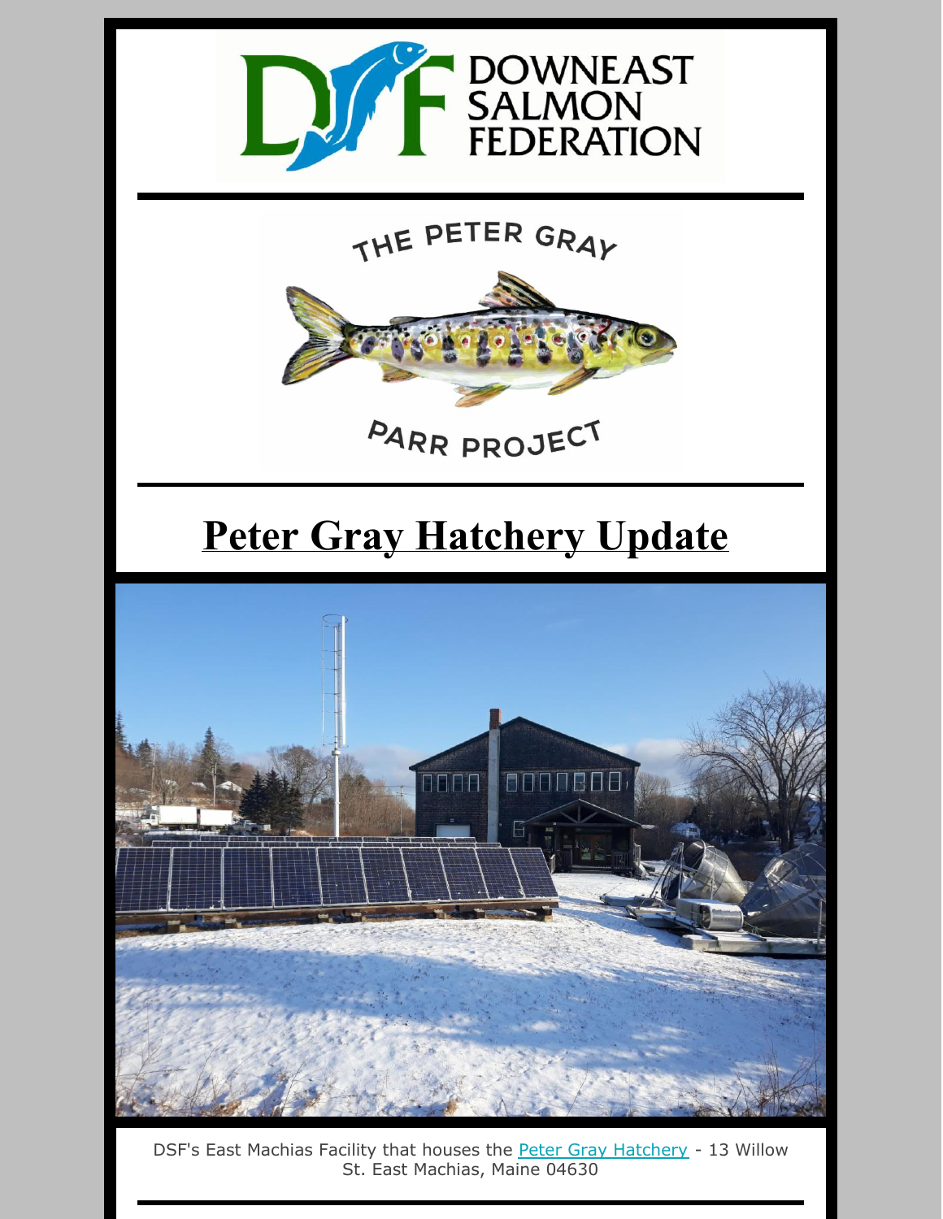DOWNEAST SALMON FEDERATION

THE PETER GRAY PARR PROJECT

# Peter Gray Hatchery Update

DSF's East Machias Facility that houses the Peter Gray Hatchery - 13 Willow St. East Machias, Maine 04630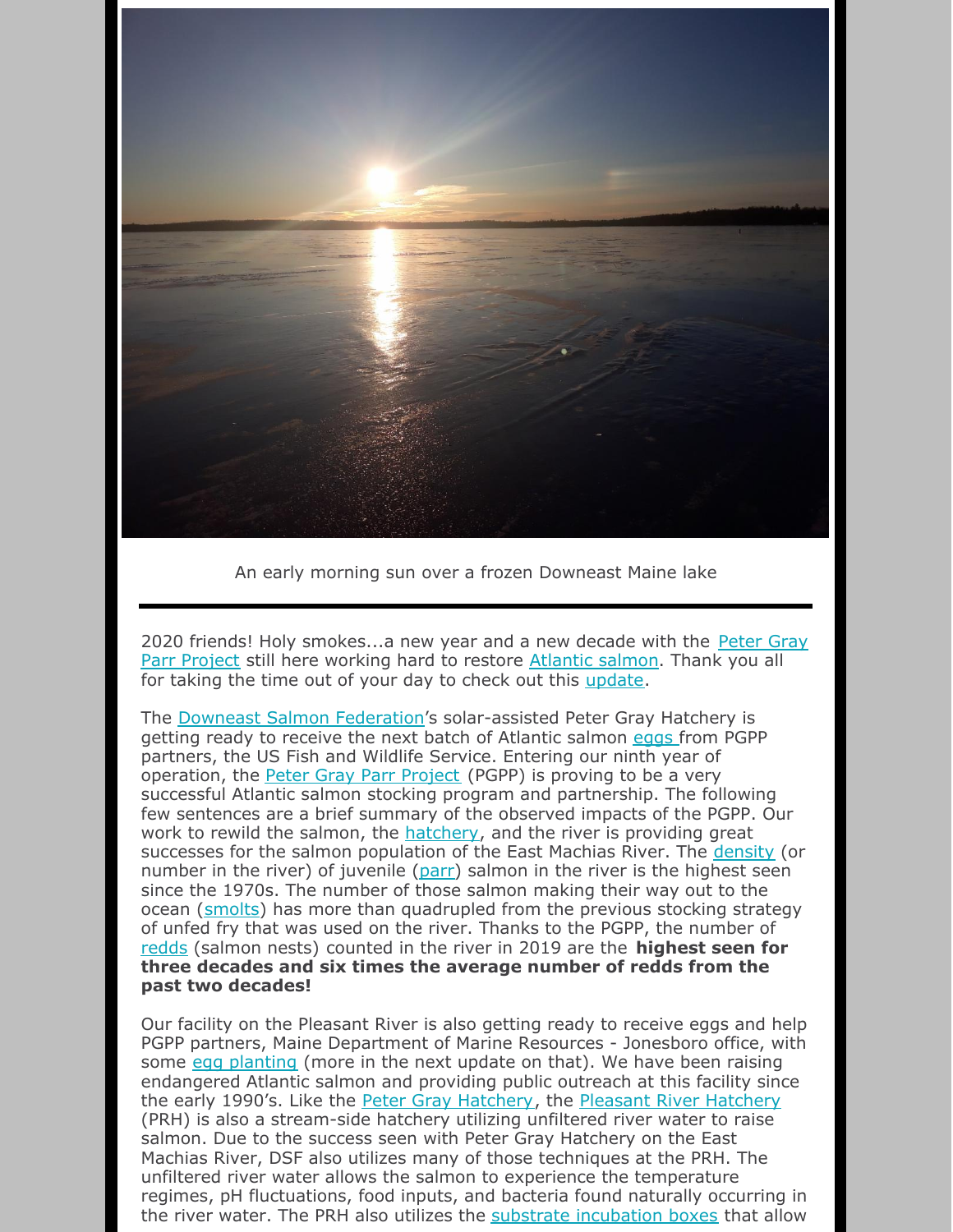An early morning sun over a frozen Downeast Maine lake

---

2020 friends! Holy smokes...a new year and a new decade with the Peter Gray Parr Project still here working hard to restore Atlantic salmon. Thank you all for taking the time out of your day to check out this update.

The Downeast Salmon Federation's solar-assisted Peter Gray Hatchery is getting ready to receive the next batch of Atlantic salmon eggs from PGPP partners, the US Fish and Wildlife Service. Entering our ninth year of operation, the Peter Gray Parr Project (PGPP) is proving to be a very successful Atlantic salmon stocking program and partnership. The following few sentences are a brief summary of the observed impacts of the PGPP. Our work to rewild the salmon, the hatchery, and the river is providing great successes for the salmon population of the East Machias River. The density (or number in the river) of juvenile (parr) salmon in the river is the highest seen since the 1970s. The number of those salmon making their way out to the ocean (smolts) has more than quadrupled from the previous stocking strategy of unfed fry that was used on the river. Thanks to the PGPP, the number of redds (salmon nests) counted in the river in 2019 are the **highest seen for three decades and six times the average number of redds from the past two decades!**

Our facility on the Pleasant River is also getting ready to receive eggs and help PGPP partners, Maine Department of Marine Resources - Jonesboro office, with some egg planting (more in the next update on that). We have been raising endangered Atlantic salmon and providing public outreach at this facility since the early 1990's. Like the Peter Gray Hatchery, the Pleasant River Hatchery (PRH) is also a stream-side hatchery utilizing unfiltered river water to raise salmon. Due to the success seen with Peter Gray Hatchery on the East Machias River, DSF also utilizes many of those techniques at the PRH. The unfiltered river water allows the salmon to experience the temperature regimes, pH fluctuations, food inputs, and bacteria found naturally occurring in the river water. The PRH also utilizes the substrate incubation boxes that allow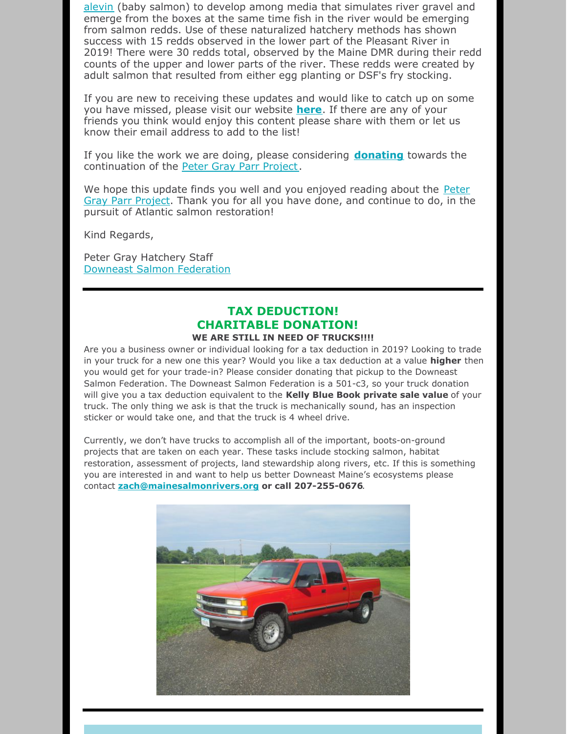alevin (baby salmon) to develop among media that simulates river gravel and emerge from the boxes at the same time fish in the river would be emerging from salmon redds. Use of these naturalized hatchery methods has shown success with 15 redds observed in the lower part of the Pleasant River in 2019! There were 30 redds total, observed by the Maine DMR during their redd counts of the upper and lower parts of the river. These redds were created by adult salmon that resulted from either egg planting or DSF's fry stocking.

If you are new to receiving these updates and would like to catch up on some you have missed, please visit our website **here**. If there are any of your friends you think would enjoy this content please share with them or let us know their email address to add to the list!

If you like the work we are doing, please considering **donating** towards the continuation of the Peter Gray Parr Project.

We hope this update finds you well and you enjoyed reading about the Peter Gray Parr Project. Thank you for all you have done, and continue to do, in the pursuit of Atlantic salmon restoration!

Kind Regards,

Peter Gray Hatchery Staff
Downeast Salmon Federation

---

## TAX DEDUCTION!
## CHARITABLE DONATION!

**WE ARE STILL IN NEED OF TRUCKS!!!!**

Are you a business owner or individual looking for a tax deduction in 2019? Looking to trade in your truck for a new one this year? Would you like a tax deduction at a value **higher** then you would get for your trade-in? Please consider donating that pickup to the Downeast Salmon Federation. The Downeast Salmon Federation is a 501-c3, so your truck donation will give you a tax deduction equivalent to the **Kelly Blue Book private sale value** of your truck. The only thing we ask is that the truck is mechanically sound, has an inspection sticker or would take one, and that the truck is 4 wheel drive.

Currently, we don't have trucks to accomplish all of the important, boots-on-ground projects that are taken on each year. These tasks include stocking salmon, habitat restoration, assessment of projects, land stewardship along rivers, etc. If this is something you are interested in and want to help us better Downeast Maine's ecosystems please contact **zach@mainesalmonrivers.org or call 207-255-0676**.

---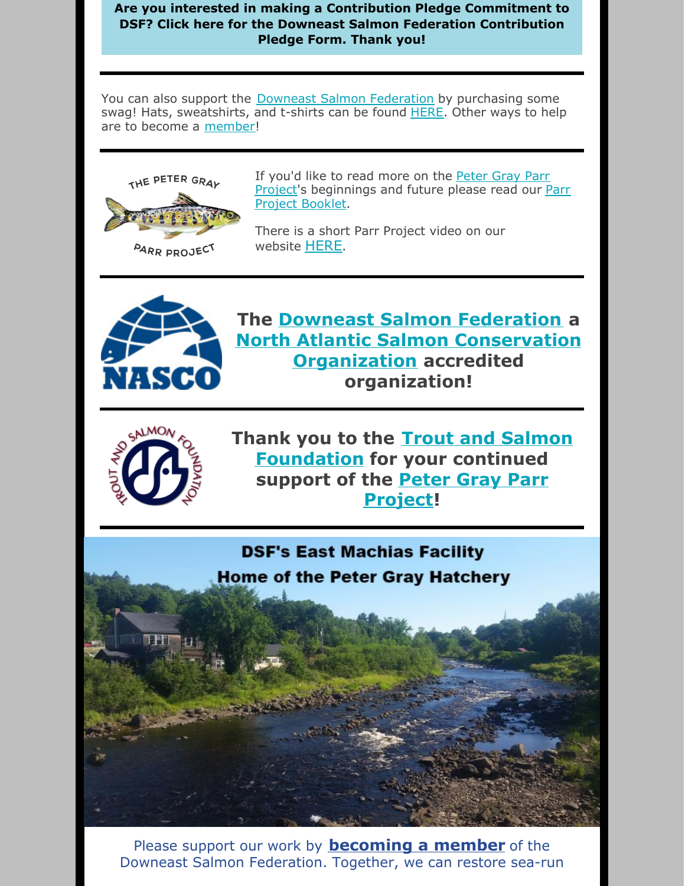**Are you interested in making a Contribution Pledge Commitment to DSF? Click here for the Downeast Salmon Federation Contribution Pledge Form. Thank you!**

---

You can also support the Downeast Salmon Federation by purchasing some swag! Hats, sweatshirts, and t-shirts can be found HERE. Other ways to help are to become a member!

---

If you'd like to read more on the Peter Gray Parr Project's beginnings and future please read our Parr Project Booklet.

There is a short Parr Project video on our website HERE.

---

**The Downeast Salmon Federation a North Atlantic Salmon Conservation Organization accredited organization!**

---

**Thank you to the Trout and Salmon Foundation for your continued support of the Peter Gray Parr Project!**

---

**DSF's East Machias Facility**
**Home of the Peter Gray Hatchery**

Please support our work by **becoming a member** of the Downeast Salmon Federation. Together, we can restore sea-run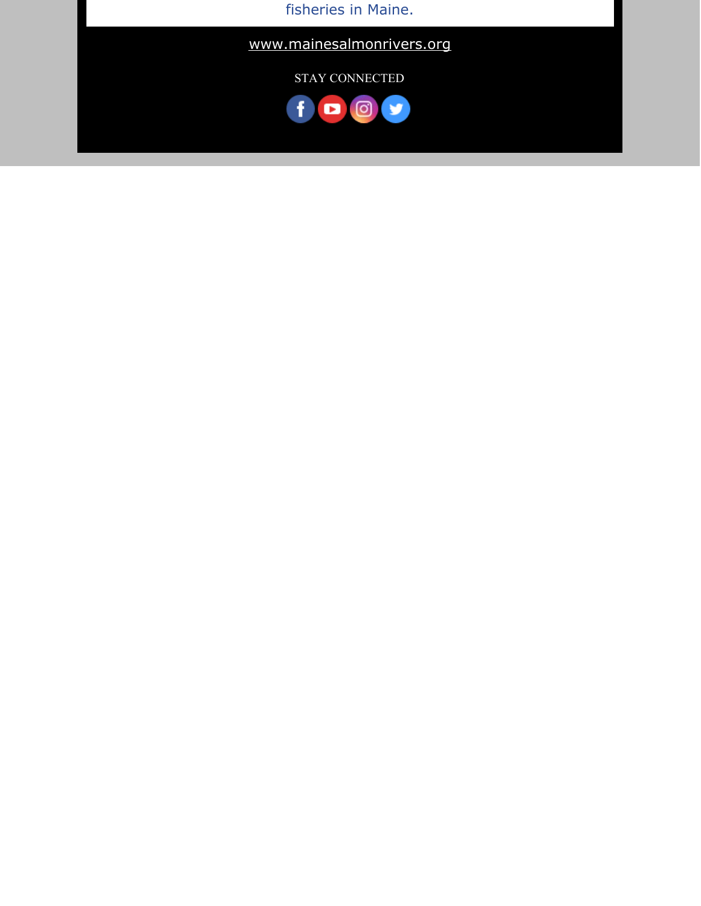fisheries in Maine.

www.mainesalmonrivers.org

STAY CONNECTED